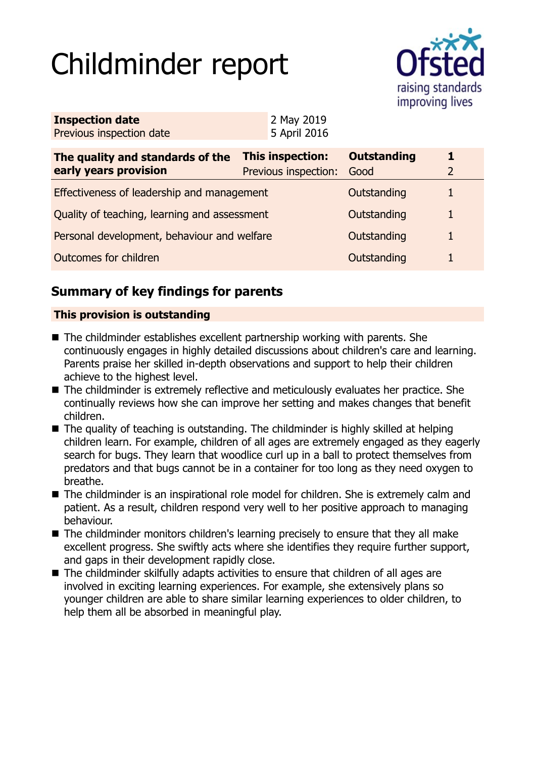# Childminder report

| Inspection date | 2 May 2019 |
| --- | --- |
| Previous inspection date | 5 April 2016 |

| The quality and standards of the early years provision | This inspection: | Outstanding | 1 |
| --- | --- | --- | --- |
| | Previous inspection: | Good | 2 |
| Effectiveness of leadership and management | | Outstanding | 1 |
| Quality of teaching, learning and assessment | | Outstanding | 1 |
| Personal development, behaviour and welfare | | Outstanding | 1 |
| Outcomes for children | | Outstanding | 1 |

## Summary of key findings for parents

**This provision is outstanding**

- The childminder establishes excellent partnership working with parents. She continuously engages in highly detailed discussions about children's care and learning. Parents praise her skilled in-depth observations and support to help their children achieve to the highest level.
- The childminder is extremely reflective and meticulously evaluates her practice. She continually reviews how she can improve her setting and makes changes that benefit children.
- The quality of teaching is outstanding. The childminder is highly skilled at helping children learn. For example, children of all ages are extremely engaged as they eagerly search for bugs. They learn that woodlice curl up in a ball to protect themselves from predators and that bugs cannot be in a container for too long as they need oxygen to breathe.
- The childminder is an inspirational role model for children. She is extremely calm and patient. As a result, children respond very well to her positive approach to managing behaviour.
- The childminder monitors children's learning precisely to ensure that they all make excellent progress. She swiftly acts where she identifies they require further support, and gaps in their development rapidly close.
- The childminder skilfully adapts activities to ensure that children of all ages are involved in exciting learning experiences. For example, she extensively plans so younger children are able to share similar learning experiences to older children, to help them all be absorbed in meaningful play.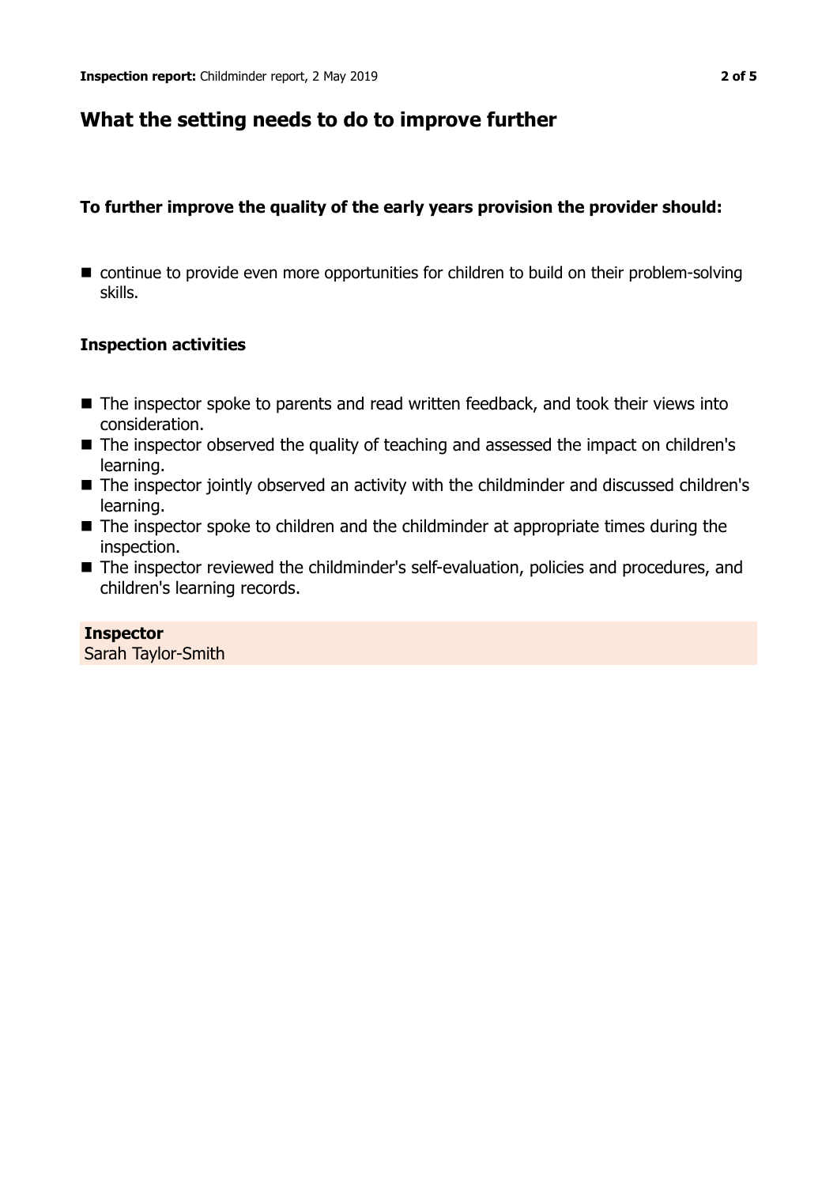## What the setting needs to do to improve further

**To further improve the quality of the early years provision the provider should:**

- continue to provide even more opportunities for children to build on their problem-solving skills.

**Inspection activities**

- The inspector spoke to parents and read written feedback, and took their views into consideration.
- The inspector observed the quality of teaching and assessed the impact on children's learning.
- The inspector jointly observed an activity with the childminder and discussed children's learning.
- The inspector spoke to children and the childminder at appropriate times during the inspection.
- The inspector reviewed the childminder's self-evaluation, policies and procedures, and children's learning records.

**Inspector**
Sarah Taylor-Smith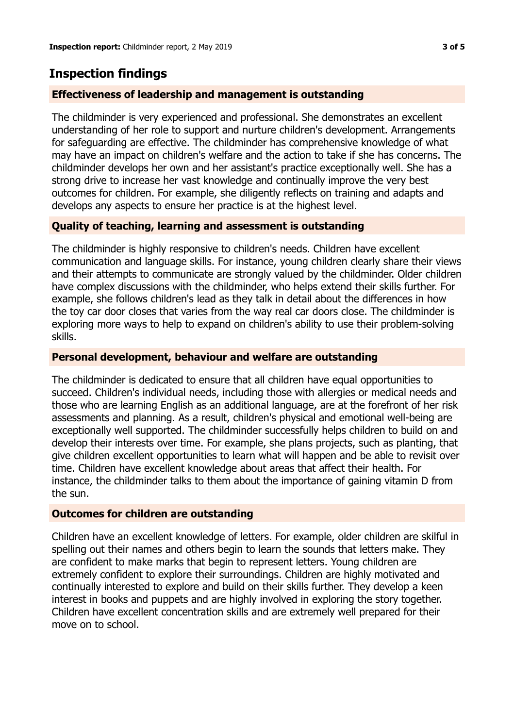## Inspection findings

### Effectiveness of leadership and management is outstanding

The childminder is very experienced and professional. She demonstrates an excellent understanding of her role to support and nurture children's development. Arrangements for safeguarding are effective. The childminder has comprehensive knowledge of what may have an impact on children's welfare and the action to take if she has concerns. The childminder develops her own and her assistant's practice exceptionally well. She has a strong drive to increase her vast knowledge and continually improve the very best outcomes for children. For example, she diligently reflects on training and adapts and develops any aspects to ensure her practice is at the highest level.

### Quality of teaching, learning and assessment is outstanding

The childminder is highly responsive to children's needs. Children have excellent communication and language skills. For instance, young children clearly share their views and their attempts to communicate are strongly valued by the childminder. Older children have complex discussions with the childminder, who helps extend their skills further. For example, she follows children's lead as they talk in detail about the differences in how the toy car door closes that varies from the way real car doors close. The childminder is exploring more ways to help to expand on children's ability to use their problem-solving skills.

### Personal development, behaviour and welfare are outstanding

The childminder is dedicated to ensure that all children have equal opportunities to succeed. Children's individual needs, including those with allergies or medical needs and those who are learning English as an additional language, are at the forefront of her risk assessments and planning. As a result, children's physical and emotional well-being are exceptionally well supported. The childminder successfully helps children to build on and develop their interests over time. For example, she plans projects, such as planting, that give children excellent opportunities to learn what will happen and be able to revisit over time. Children have excellent knowledge about areas that affect their health. For instance, the childminder talks to them about the importance of gaining vitamin D from the sun.

### Outcomes for children are outstanding

Children have an excellent knowledge of letters. For example, older children are skilful in spelling out their names and others begin to learn the sounds that letters make. They are confident to make marks that begin to represent letters. Young children are extremely confident to explore their surroundings. Children are highly motivated and continually interested to explore and build on their skills further. They develop a keen interest in books and puppets and are highly involved in exploring the story together. Children have excellent concentration skills and are extremely well prepared for their move on to school.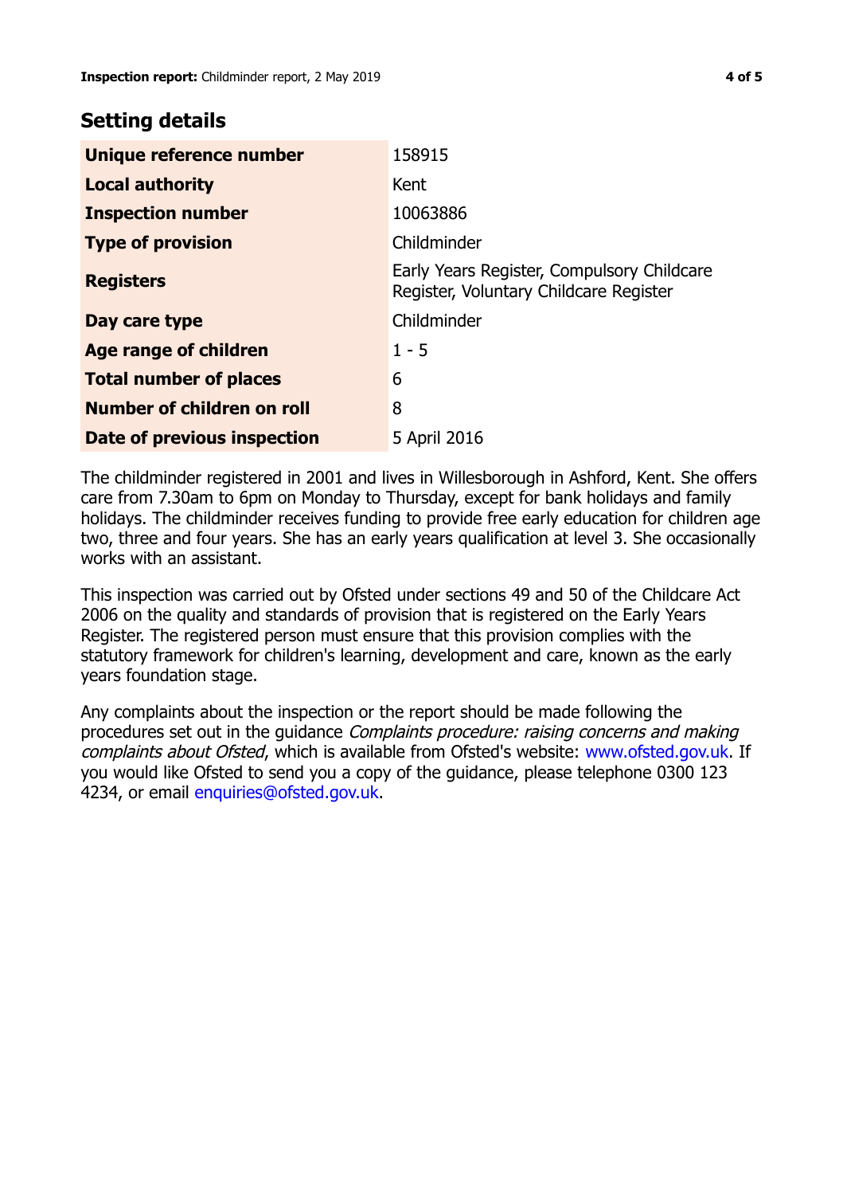## Setting details

| | |
|---|---|
| **Unique reference number** | 158915 |
| **Local authority** | Kent |
| **Inspection number** | 10063886 |
| **Type of provision** | Childminder |
| **Registers** | Early Years Register, Compulsory Childcare Register, Voluntary Childcare Register |
| **Day care type** | Childminder |
| **Age range of children** | 1 - 5 |
| **Total number of places** | 6 |
| **Number of children on roll** | 8 |
| **Date of previous inspection** | 5 April 2016 |

The childminder registered in 2001 and lives in Willesborough in Ashford, Kent. She offers care from 7.30am to 6pm on Monday to Thursday, except for bank holidays and family holidays. The childminder receives funding to provide free early education for children age two, three and four years. She has an early years qualification at level 3. She occasionally works with an assistant.

This inspection was carried out by Ofsted under sections 49 and 50 of the Childcare Act 2006 on the quality and standards of provision that is registered on the Early Years Register. The registered person must ensure that this provision complies with the statutory framework for children's learning, development and care, known as the early years foundation stage.

Any complaints about the inspection or the report should be made following the procedures set out in the guidance *Complaints procedure: raising concerns and making complaints about Ofsted*, which is available from Ofsted's website: www.ofsted.gov.uk. If you would like Ofsted to send you a copy of the guidance, please telephone 0300 123 4234, or email enquiries@ofsted.gov.uk.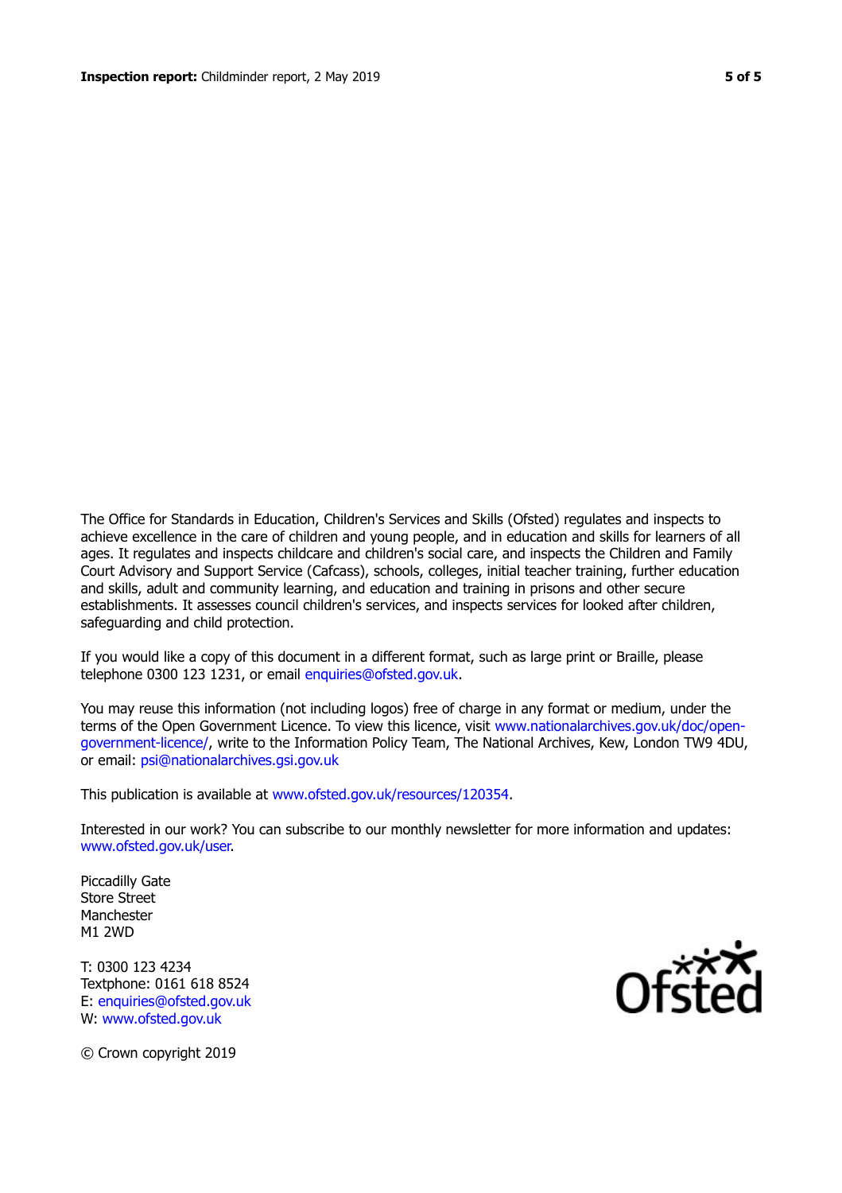The Office for Standards in Education, Children's Services and Skills (Ofsted) regulates and inspects to achieve excellence in the care of children and young people, and in education and skills for learners of all ages. It regulates and inspects childcare and children's social care, and inspects the Children and Family Court Advisory and Support Service (Cafcass), schools, colleges, initial teacher training, further education and skills, adult and community learning, and education and training in prisons and other secure establishments. It assesses council children's services, and inspects services for looked after children, safeguarding and child protection.

If you would like a copy of this document in a different format, such as large print or Braille, please telephone 0300 123 1231, or email enquiries@ofsted.gov.uk.

You may reuse this information (not including logos) free of charge in any format or medium, under the terms of the Open Government Licence. To view this licence, visit www.nationalarchives.gov.uk/doc/open-government-licence/, write to the Information Policy Team, The National Archives, Kew, London TW9 4DU, or email: psi@nationalarchives.gsi.gov.uk

This publication is available at www.ofsted.gov.uk/resources/120354.

Interested in our work? You can subscribe to our monthly newsletter for more information and updates: www.ofsted.gov.uk/user.

Piccadilly Gate
Store Street
Manchester
M1 2WD

T: 0300 123 4234
Textphone: 0161 618 8524
E: enquiries@ofsted.gov.uk
W: www.ofsted.gov.uk

© Crown copyright 2019